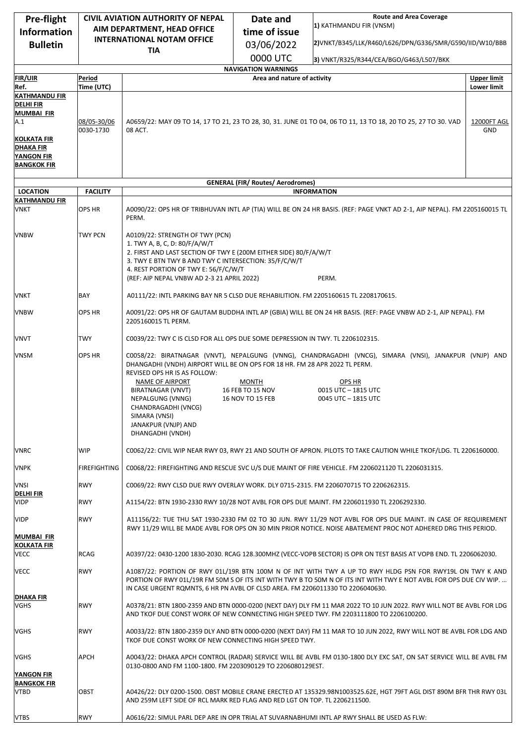| Pre-flight Information Bulletin | CIVIL AVIATION AUTHORITY OF NEPAL AIM DEPARTMENT, HEAD OFFICE INTERNATIONAL NOTAM OFFICE TIA | Date and time of issue 03/06/2022 0000 UTC | Route and Area Coverage 1) KATHMANDU FIR (VNSM) 2)VNKT/B345/LLK/R460/L626/DPN/G336/SMR/G590/IID/W10/BBB 3) VNKT/R325/R344/CEA/BGO/G463/L507/BKK |
|---|---|---|---|

**NAVIGATION WARNINGS**

| FIR/UIR Ref. | Period Time (UTC) | Area and nature of activity | Upper limit Lower limit |
|---|---|---|---|
| KATHMANDU FIR DELHI FIR MUMBAI FIR A.1 KOLKATA FIR DHAKA FIR YANGON FIR BANGKOK FIR | 08/05-30/06 0030-1730 | A0659/22: MAY 09 TO 14, 17 TO 21, 23 TO 28, 30, 31. JUNE 01 TO 04, 06 TO 11, 13 TO 18, 20 TO 25, 27 TO 30. VAD 08 ACT. | 12000FT AGL GND |

**GENERAL (FIR/ Routes/ Aerodromes)**

| LOCATION | FACILITY | INFORMATION |
|---|---|---|
| **KATHMANDU FIR** | | |
| VNKT | OPS HR | A0090/22: OPS HR OF TRIBHUVAN INTL AP (TIA) WILL BE ON 24 HR BASIS. (REF: PAGE VNKT AD 2-1, AIP NEPAL). FM 2205160015 TL PERM. |
| VNBW | TWY PCN | A0109/22: STRENGTH OF TWY (PCN)<br>1. TWY A, B, C, D: 80/F/A/W/T<br>2. FIRST AND LAST SECTION OF TWY E (200M EITHER SIDE) 80/F/A/W/T<br>3. TWY E BTN TWY B AND TWY C INTERSECTION: 35/F/C/W/T<br>4. REST PORTION OF TWY E: 56/F/C/W/T<br>(REF: AIP NEPAL VNBW AD 2-3 21 APRIL 2022) PERM. |
| VNKT | BAY | A0111/22: INTL PARKING BAY NR 5 CLSD DUE REHABILITION. FM 2205160615 TL 2208170615. |
| VNBW | OPS HR | A0091/22: OPS HR OF GAUTAM BUDDHA INTL AP (GBIA) WILL BE ON 24 HR BASIS. (REF: PAGE VNBW AD 2-1, AIP NEPAL). FM 2205160015 TL PERM. |
| VNVT | TWY | C0039/22: TWY C IS CLSD FOR ALL OPS DUE SOME DEPRESSION IN TWY. TL 2206102315. |
| VNSM | OPS HR | C0058/22: BIRATNAGAR (VNVT), NEPALGUNG (VNNG), CHANDRAGADHI (VNCG), SIMARA (VNSI), JANAKPUR (VNJP) AND DHANGADHI (VNDH) AIRPORT WILL BE ON OPS FOR 18 HR. FM 28 APR 2022 TL PERM.<br>REVISED OPS HR IS AS FOLLOW:<br>NAME OF AIRPORT: BIRATNAGAR (VNVT), NEPALGUNG (VNNG), CHANDRAGADHI (VNCG), SIMARA (VNSI), JANAKPUR (VNJP) AND DHANGADHI (VNDH)<br>MONTH: 16 FEB TO 15 NOV — OPS HR: 0015 UTC – 1815 UTC<br>MONTH: 16 NOV TO 15 FEB — OPS HR: 0045 UTC – 1815 UTC |
| VNRC | WIP | C0062/22: CIVIL WIP NEAR RWY 03, RWY 21 AND SOUTH OF APRON. PILOTS TO TAKE CAUTION WHILE TKOF/LDG. TL 2206160000. |
| VNPK | FIREFIGHTING | C0068/22: FIREFIGHTING AND RESCUE SVC U/S DUE MAINT OF FIRE VEHICLE. FM 2206021120 TL 2206031315. |
| VNSI | RWY | C0069/22: RWY CLSD DUE RWY OVERLAY WORK. DLY 0715-2315. FM 2206070715 TO 2206262315. |
| **DELHI FIR** | | |
| VIDP | RWY | A1154/22: BTN 1930-2330 RWY 10/28 NOT AVBL FOR OPS DUE MAINT. FM 2206011930 TL 2206292330. |
| VIDP | RWY | A11156/22: TUE THU SAT 1930-2330 FM 02 TO 30 JUN. RWY 11/29 NOT AVBL FOR OPS DUE MAINT. IN CASE OF REQUIREMENT RWY 11/29 WILL BE MADE AVBL FOR OPS ON 30 MIN PRIOR NOTICE. NOISE ABATEMENT PROC NOT ADHERED DRG THIS PERIOD. |
| **MUMBAI FIR** | | |
| **KOLKATA FIR** | | |
| VECC | RCAG | A0397/22: 0430-1200 1830-2030. RCAG 128.300MHZ (VECC-VOPB SECTOR) IS OPR ON TEST BASIS AT VOPB END. TL 2206062030. |
| VECC | RWY | A1087/22: PORTION OF RWY 01L/19R BTN 100M N OF INT WITH TWY A UP TO RWY HLDG PSN FOR RWY19L ON TWY K AND PORTION OF RWY 01L/19R FM 50M S OF ITS INT WITH TWY B TO 50M N OF ITS INT WITH TWY E NOT AVBL FOR OPS DUE CIV WIP. … IN CASE URGENT RQMNTS, 6 HR PN AVBL OF CLSD AREA. FM 2206011330 TO 2206040630. |
| **DHAKA FIR** | | |
| VGHS | RWY | A0378/21: BTN 1800-2359 AND BTN 0000-0200 (NEXT DAY) DLY FM 11 MAR 2022 TO 10 JUN 2022. RWY WILL NOT BE AVBL FOR LDG AND TKOF DUE CONST WORK OF NEW CONNECTING HIGH SPEED TWY. FM 2203111800 TO 2206100200. |
| VGHS | RWY | A0033/22: BTN 1800-2359 DLY AND BTN 0000-0200 (NEXT DAY) FM 11 MAR TO 10 JUN 2022, RWY WILL NOT BE AVBL FOR LDG AND TKOF DUE CONST WORK OF NEW CONNECTING HIGH SPEED TWY. |
| VGHS | APCH | A0043/22: DHAKA APCH CONTROL (RADAR) SERVICE WILL BE AVBL FM 0130-1800 DLY EXC SAT, ON SAT SERVICE WILL BE AVBL FM 0130-0800 AND FM 1100-1800. FM 2203090129 TO 2206080129EST. |
| **YANGON FIR** | | |
| **BANGKOK FIR** | | |
| VTBD | OBST | A0426/22: DLY 0200-1500. OBST MOBILE CRANE ERECTED AT 135329.98N1003525.62E, HGT 79FT AGL DIST 890M BFR THR RWY 03L AND 259M LEFT SIDE OF RCL MARK RED FLAG AND RED LGT ON TOP. TL 2206211500. |
| VTBS | RWY | A0616/22: SIMUL PARL DEP ARE IN OPR TRIAL AT SUVARNABHUMI INTL AP RWY SHALL BE USED AS FLW: |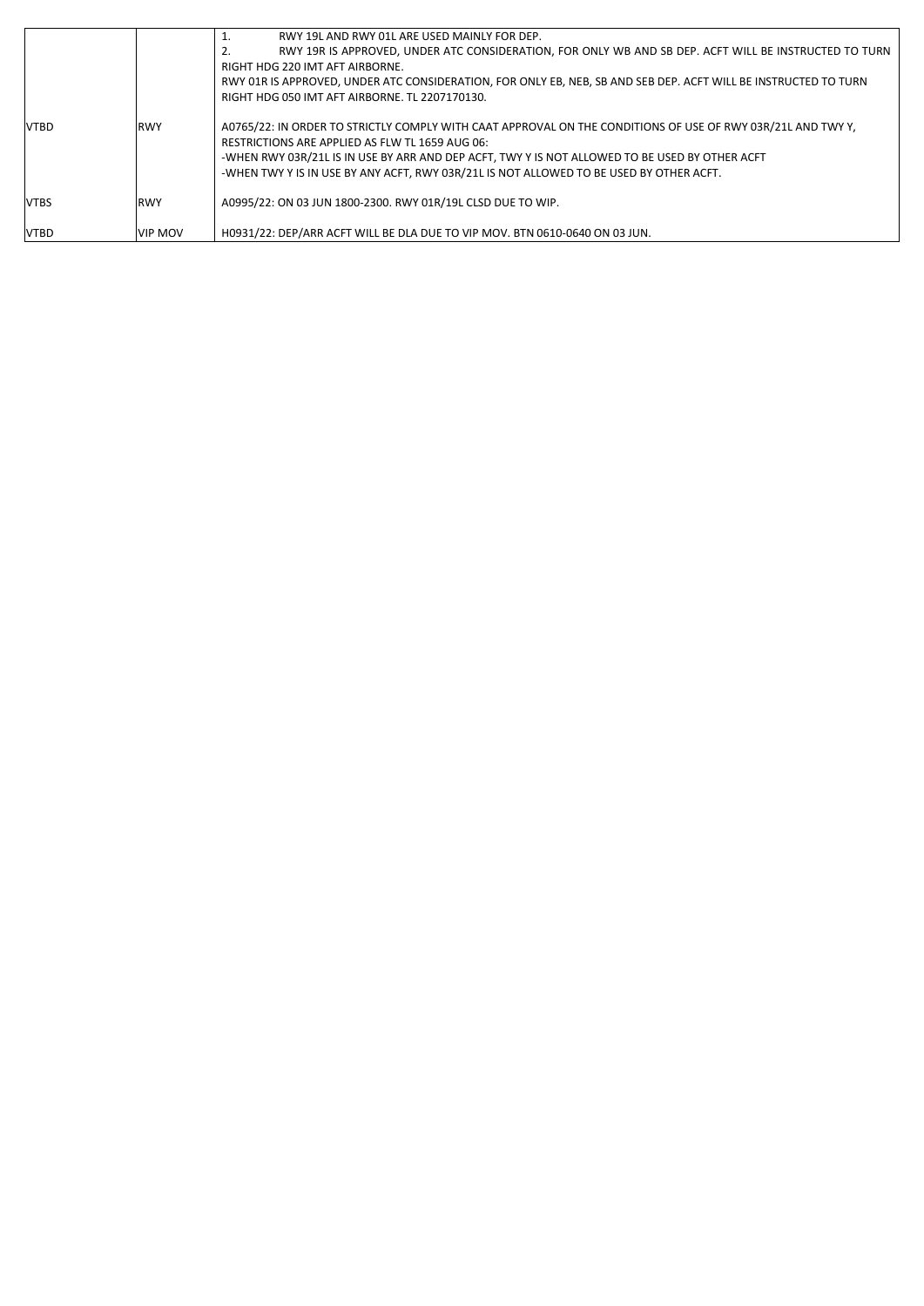| | | |
|---|---|---|
| | | 1. RWY 19L AND RWY 01L ARE USED MAINLY FOR DEP.<br>2. RWY 19R IS APPROVED, UNDER ATC CONSIDERATION, FOR ONLY WB AND SB DEP. ACFT WILL BE INSTRUCTED TO TURN RIGHT HDG 220 IMT AFT AIRBORNE.<br>RWY 01R IS APPROVED, UNDER ATC CONSIDERATION, FOR ONLY EB, NEB, SB AND SEB DEP. ACFT WILL BE INSTRUCTED TO TURN RIGHT HDG 050 IMT AFT AIRBORNE. TL 2207170130. |
| VTBD | RWY | A0765/22: IN ORDER TO STRICTLY COMPLY WITH CAAT APPROVAL ON THE CONDITIONS OF USE OF RWY 03R/21L AND TWY Y, RESTRICTIONS ARE APPLIED AS FLW TL 1659 AUG 06:<br>-WHEN RWY 03R/21L IS IN USE BY ARR AND DEP ACFT, TWY Y IS NOT ALLOWED TO BE USED BY OTHER ACFT<br>-WHEN TWY Y IS IN USE BY ANY ACFT, RWY 03R/21L IS NOT ALLOWED TO BE USED BY OTHER ACFT. |
| VTBS | RWY | A0995/22: ON 03 JUN 1800-2300. RWY 01R/19L CLSD DUE TO WIP. |
| VTBD | VIP MOV | H0931/22: DEP/ARR ACFT WILL BE DLA DUE TO VIP MOV. BTN 0610-0640 ON 03 JUN. |